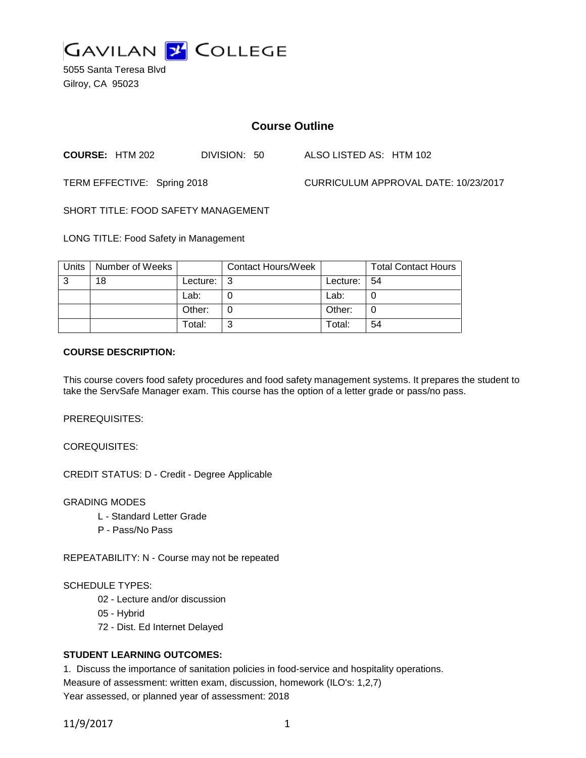# GAVILAN COLLEGE

5055 Santa Teresa Blvd
Gilroy, CA 95023

## Course Outline

**COURSE:** HTM 202 DIVISION: 50 ALSO LISTED AS: HTM 102

TERM EFFECTIVE: Spring 2018 CURRICULUM APPROVAL DATE: 10/23/2017

SHORT TITLE: FOOD SAFETY MANAGEMENT

LONG TITLE: Food Safety in Management

| Units | Number of Weeks | | Contact Hours/Week | | Total Contact Hours |
|---|---|---|---|---|---|
| 3 | 18 | Lecture: | 3 | Lecture: | 54 |
| | | Lab: | 0 | Lab: | 0 |
| | | Other: | 0 | Other: | 0 |
| | | Total: | 3 | Total: | 54 |

**COURSE DESCRIPTION:**

This course covers food safety procedures and food safety management systems. It prepares the student to take the ServSafe Manager exam. This course has the option of a letter grade or pass/no pass.

PREREQUISITES:

COREQUISITES:

CREDIT STATUS: D - Credit - Degree Applicable

GRADING MODES

- L - Standard Letter Grade
- P - Pass/No Pass

REPEATABILITY: N - Course may not be repeated

SCHEDULE TYPES:

- 02 - Lecture and/or discussion
- 05 - Hybrid
- 72 - Dist. Ed Internet Delayed

**STUDENT LEARNING OUTCOMES:**

1. Discuss the importance of sanitation policies in food-service and hospitality operations.
Measure of assessment: written exam, discussion, homework (ILO's: 1,2,7)
Year assessed, or planned year of assessment: 2018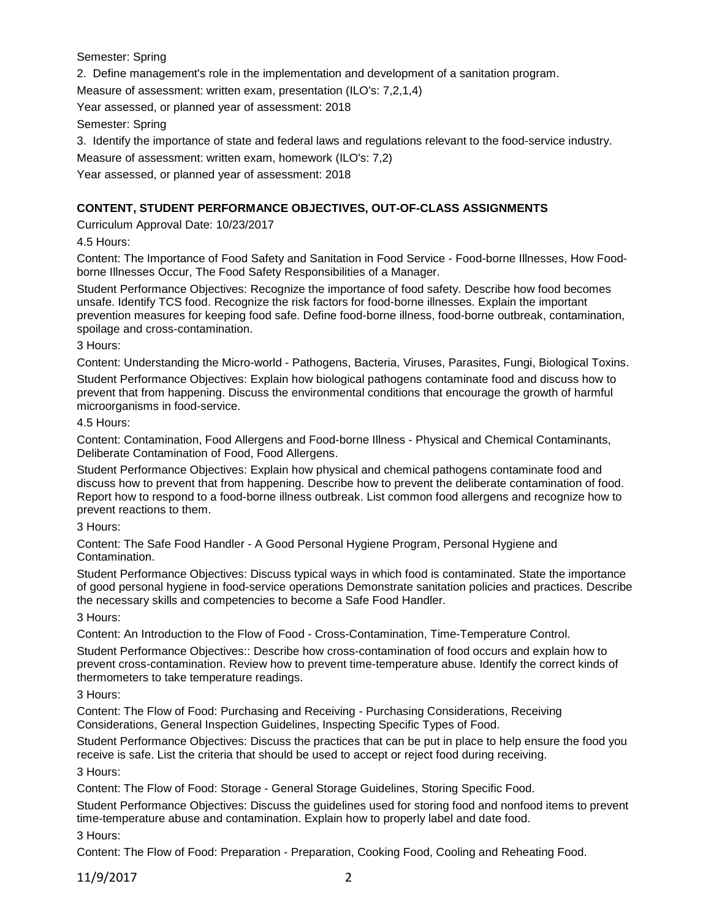Semester: Spring

2. Define management's role in the implementation and development of a sanitation program.

Measure of assessment: written exam, presentation (ILO's: 7,2,1,4)

Year assessed, or planned year of assessment: 2018

Semester: Spring

3. Identify the importance of state and federal laws and regulations relevant to the food-service industry.

Measure of assessment: written exam, homework (ILO's: 7,2)

Year assessed, or planned year of assessment: 2018

## CONTENT, STUDENT PERFORMANCE OBJECTIVES, OUT-OF-CLASS ASSIGNMENTS

Curriculum Approval Date: 10/23/2017

4.5 Hours:

Content: The Importance of Food Safety and Sanitation in Food Service - Food-borne Illnesses, How Food-borne Illnesses Occur, The Food Safety Responsibilities of a Manager.

Student Performance Objectives: Recognize the importance of food safety. Describe how food becomes unsafe. Identify TCS food. Recognize the risk factors for food-borne illnesses. Explain the important prevention measures for keeping food safe. Define food-borne illness, food-borne outbreak, contamination, spoilage and cross-contamination.

3 Hours:

Content: Understanding the Micro-world - Pathogens, Bacteria, Viruses, Parasites, Fungi, Biological Toxins.

Student Performance Objectives: Explain how biological pathogens contaminate food and discuss how to prevent that from happening. Discuss the environmental conditions that encourage the growth of harmful microorganisms in food-service.

4.5 Hours:

Content: Contamination, Food Allergens and Food-borne Illness - Physical and Chemical Contaminants, Deliberate Contamination of Food, Food Allergens.

Student Performance Objectives: Explain how physical and chemical pathogens contaminate food and discuss how to prevent that from happening. Describe how to prevent the deliberate contamination of food. Report how to respond to a food-borne illness outbreak. List common food allergens and recognize how to prevent reactions to them.

3 Hours:

Content: The Safe Food Handler - A Good Personal Hygiene Program, Personal Hygiene and Contamination.

Student Performance Objectives: Discuss typical ways in which food is contaminated. State the importance of good personal hygiene in food-service operations Demonstrate sanitation policies and practices. Describe the necessary skills and competencies to become a Safe Food Handler.

3 Hours:

Content: An Introduction to the Flow of Food - Cross-Contamination, Time-Temperature Control.

Student Performance Objectives:: Describe how cross-contamination of food occurs and explain how to prevent cross-contamination. Review how to prevent time-temperature abuse. Identify the correct kinds of thermometers to take temperature readings.

3 Hours:

Content: The Flow of Food: Purchasing and Receiving - Purchasing Considerations, Receiving Considerations, General Inspection Guidelines, Inspecting Specific Types of Food.

Student Performance Objectives: Discuss the practices that can be put in place to help ensure the food you receive is safe. List the criteria that should be used to accept or reject food during receiving.

3 Hours:

Content: The Flow of Food: Storage - General Storage Guidelines, Storing Specific Food.

Student Performance Objectives: Discuss the guidelines used for storing food and nonfood items to prevent time-temperature abuse and contamination. Explain how to properly label and date food.

3 Hours:

Content: The Flow of Food: Preparation - Preparation, Cooking Food, Cooling and Reheating Food.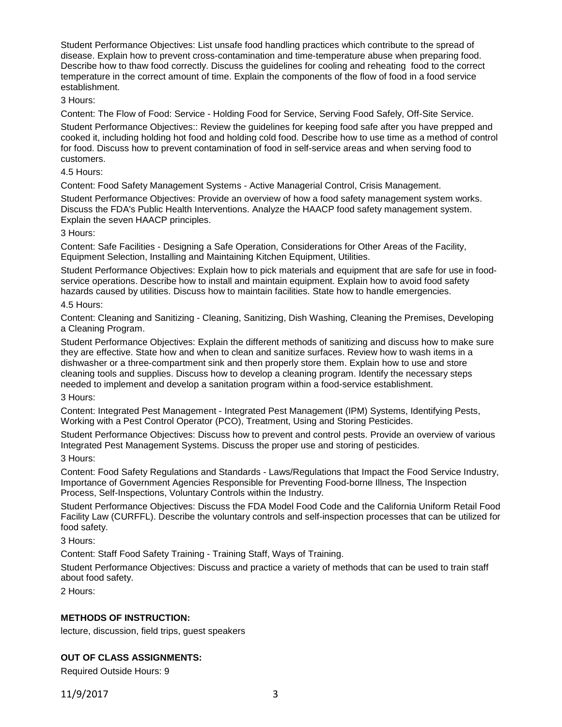Student Performance Objectives: List unsafe food handling practices which contribute to the spread of disease. Explain how to prevent cross-contamination and time-temperature abuse when preparing food. Describe how to thaw food correctly. Discuss the guidelines for cooling and reheating food to the correct temperature in the correct amount of time. Explain the components of the flow of food in a food service establishment.

3 Hours:

Content: The Flow of Food: Service - Holding Food for Service, Serving Food Safely, Off-Site Service.

Student Performance Objectives:: Review the guidelines for keeping food safe after you have prepped and cooked it, including holding hot food and holding cold food. Describe how to use time as a method of control for food. Discuss how to prevent contamination of food in self-service areas and when serving food to customers.

4.5 Hours:

Content: Food Safety Management Systems - Active Managerial Control, Crisis Management.

Student Performance Objectives: Provide an overview of how a food safety management system works. Discuss the FDA's Public Health Interventions. Analyze the HAACP food safety management system. Explain the seven HAACP principles.

3 Hours:

Content: Safe Facilities - Designing a Safe Operation, Considerations for Other Areas of the Facility, Equipment Selection, Installing and Maintaining Kitchen Equipment, Utilities.

Student Performance Objectives: Explain how to pick materials and equipment that are safe for use in food-service operations. Describe how to install and maintain equipment. Explain how to avoid food safety hazards caused by utilities. Discuss how to maintain facilities. State how to handle emergencies.

4.5 Hours:

Content: Cleaning and Sanitizing - Cleaning, Sanitizing, Dish Washing, Cleaning the Premises, Developing a Cleaning Program.

Student Performance Objectives: Explain the different methods of sanitizing and discuss how to make sure they are effective. State how and when to clean and sanitize surfaces. Review how to wash items in a dishwasher or a three-compartment sink and then properly store them. Explain how to use and store cleaning tools and supplies. Discuss how to develop a cleaning program. Identify the necessary steps needed to implement and develop a sanitation program within a food-service establishment.

3 Hours:

Content: Integrated Pest Management - Integrated Pest Management (IPM) Systems, Identifying Pests, Working with a Pest Control Operator (PCO), Treatment, Using and Storing Pesticides.

Student Performance Objectives: Discuss how to prevent and control pests. Provide an overview of various Integrated Pest Management Systems. Discuss the proper use and storing of pesticides.

3 Hours:

Content: Food Safety Regulations and Standards - Laws/Regulations that Impact the Food Service Industry, Importance of Government Agencies Responsible for Preventing Food-borne Illness, The Inspection Process, Self-Inspections, Voluntary Controls within the Industry.

Student Performance Objectives: Discuss the FDA Model Food Code and the California Uniform Retail Food Facility Law (CURFFL). Describe the voluntary controls and self-inspection processes that can be utilized for food safety.

3 Hours:

Content: Staff Food Safety Training - Training Staff, Ways of Training.

Student Performance Objectives: Discuss and practice a variety of methods that can be used to train staff about food safety.

2 Hours:

## METHODS OF INSTRUCTION:

lecture, discussion, field trips, guest speakers

## OUT OF CLASS ASSIGNMENTS:

Required Outside Hours: 9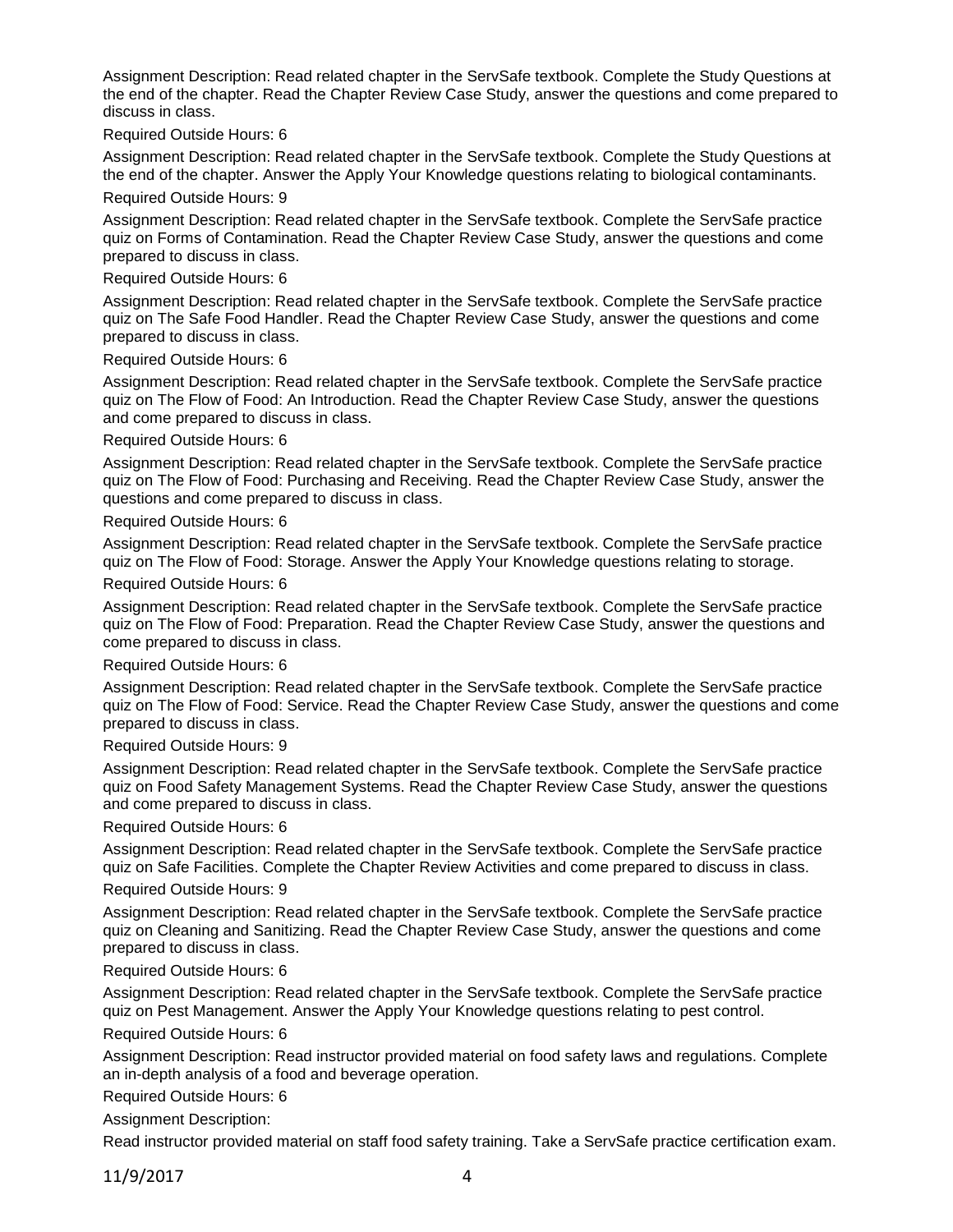Assignment Description: Read related chapter in the ServSafe textbook. Complete the Study Questions at the end of the chapter. Read the Chapter Review Case Study, answer the questions and come prepared to discuss in class.

Required Outside Hours: 6

Assignment Description: Read related chapter in the ServSafe textbook. Complete the Study Questions at the end of the chapter. Answer the Apply Your Knowledge questions relating to biological contaminants.

Required Outside Hours: 9

Assignment Description: Read related chapter in the ServSafe textbook. Complete the ServSafe practice quiz on Forms of Contamination. Read the Chapter Review Case Study, answer the questions and come prepared to discuss in class.

Required Outside Hours: 6

Assignment Description: Read related chapter in the ServSafe textbook. Complete the ServSafe practice quiz on The Safe Food Handler. Read the Chapter Review Case Study, answer the questions and come prepared to discuss in class.

Required Outside Hours: 6

Assignment Description: Read related chapter in the ServSafe textbook. Complete the ServSafe practice quiz on The Flow of Food: An Introduction. Read the Chapter Review Case Study, answer the questions and come prepared to discuss in class.

Required Outside Hours: 6

Assignment Description: Read related chapter in the ServSafe textbook. Complete the ServSafe practice quiz on The Flow of Food: Purchasing and Receiving. Read the Chapter Review Case Study, answer the questions and come prepared to discuss in class.

Required Outside Hours: 6

Assignment Description: Read related chapter in the ServSafe textbook. Complete the ServSafe practice quiz on The Flow of Food: Storage. Answer the Apply Your Knowledge questions relating to storage.

Required Outside Hours: 6

Assignment Description: Read related chapter in the ServSafe textbook. Complete the ServSafe practice quiz on The Flow of Food: Preparation. Read the Chapter Review Case Study, answer the questions and come prepared to discuss in class.

Required Outside Hours: 6

Assignment Description: Read related chapter in the ServSafe textbook. Complete the ServSafe practice quiz on The Flow of Food: Service. Read the Chapter Review Case Study, answer the questions and come prepared to discuss in class.

Required Outside Hours: 9

Assignment Description: Read related chapter in the ServSafe textbook. Complete the ServSafe practice quiz on Food Safety Management Systems. Read the Chapter Review Case Study, answer the questions and come prepared to discuss in class.

Required Outside Hours: 6

Assignment Description: Read related chapter in the ServSafe textbook. Complete the ServSafe practice quiz on Safe Facilities. Complete the Chapter Review Activities and come prepared to discuss in class.

Required Outside Hours: 9

Assignment Description: Read related chapter in the ServSafe textbook. Complete the ServSafe practice quiz on Cleaning and Sanitizing. Read the Chapter Review Case Study, answer the questions and come prepared to discuss in class.

Required Outside Hours: 6

Assignment Description: Read related chapter in the ServSafe textbook. Complete the ServSafe practice quiz on Pest Management. Answer the Apply Your Knowledge questions relating to pest control.

Required Outside Hours: 6

Assignment Description: Read instructor provided material on food safety laws and regulations. Complete an in-depth analysis of a food and beverage operation.

Required Outside Hours: 6

Assignment Description:

Read instructor provided material on staff food safety training. Take a ServSafe practice certification exam.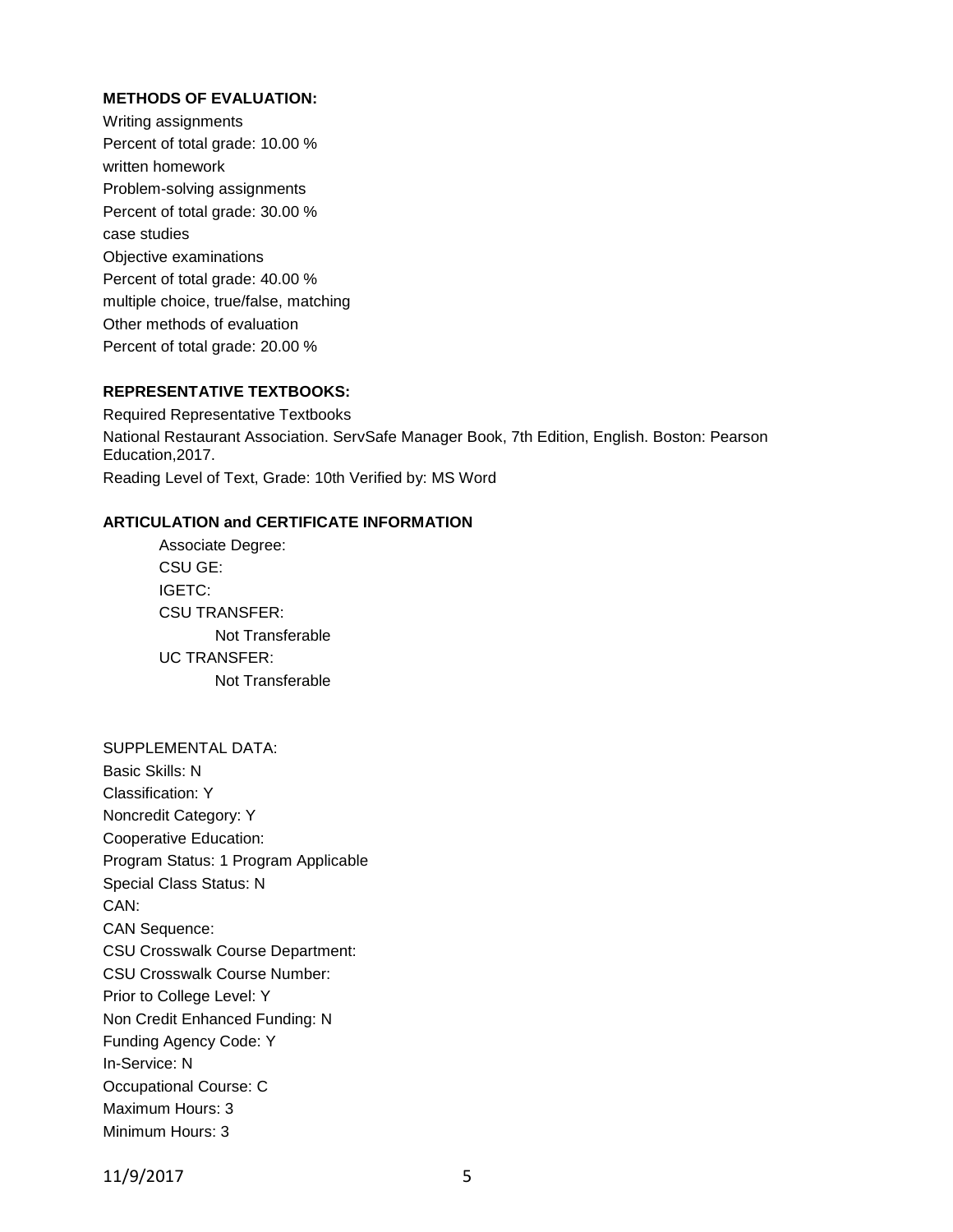**METHODS OF EVALUATION:**

Writing assignments
Percent of total grade: 10.00 %
written homework
Problem-solving assignments
Percent of total grade: 30.00 %
case studies
Objective examinations
Percent of total grade: 40.00 %
multiple choice, true/false, matching
Other methods of evaluation
Percent of total grade: 20.00 %

**REPRESENTATIVE TEXTBOOKS:**

Required Representative Textbooks
National Restaurant Association. ServSafe Manager Book, 7th Edition, English. Boston: Pearson Education,2017.
Reading Level of Text, Grade: 10th Verified by: MS Word

**ARTICULATION and CERTIFICATE INFORMATION**

Associate Degree:
CSU GE:
IGETC:
CSU TRANSFER:
Not Transferable
UC TRANSFER:
Not Transferable

SUPPLEMENTAL DATA:
Basic Skills: N
Classification: Y
Noncredit Category: Y
Cooperative Education:
Program Status: 1 Program Applicable
Special Class Status: N
CAN:
CAN Sequence:
CSU Crosswalk Course Department:
CSU Crosswalk Course Number:
Prior to College Level: Y
Non Credit Enhanced Funding: N
Funding Agency Code: Y
In-Service: N
Occupational Course: C
Maximum Hours: 3
Minimum Hours: 3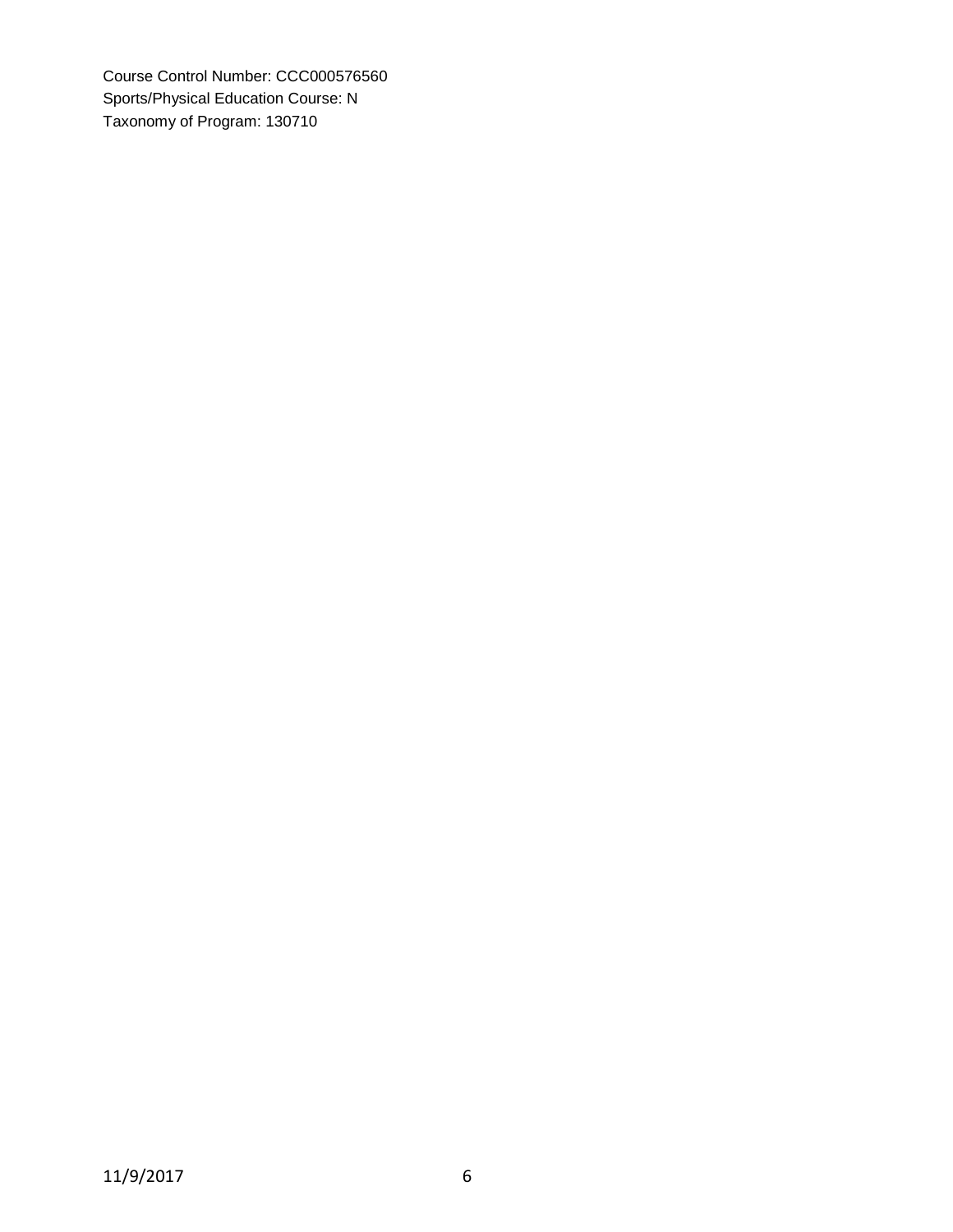Course Control Number: CCC000576560
Sports/Physical Education Course: N
Taxonomy of Program: 130710